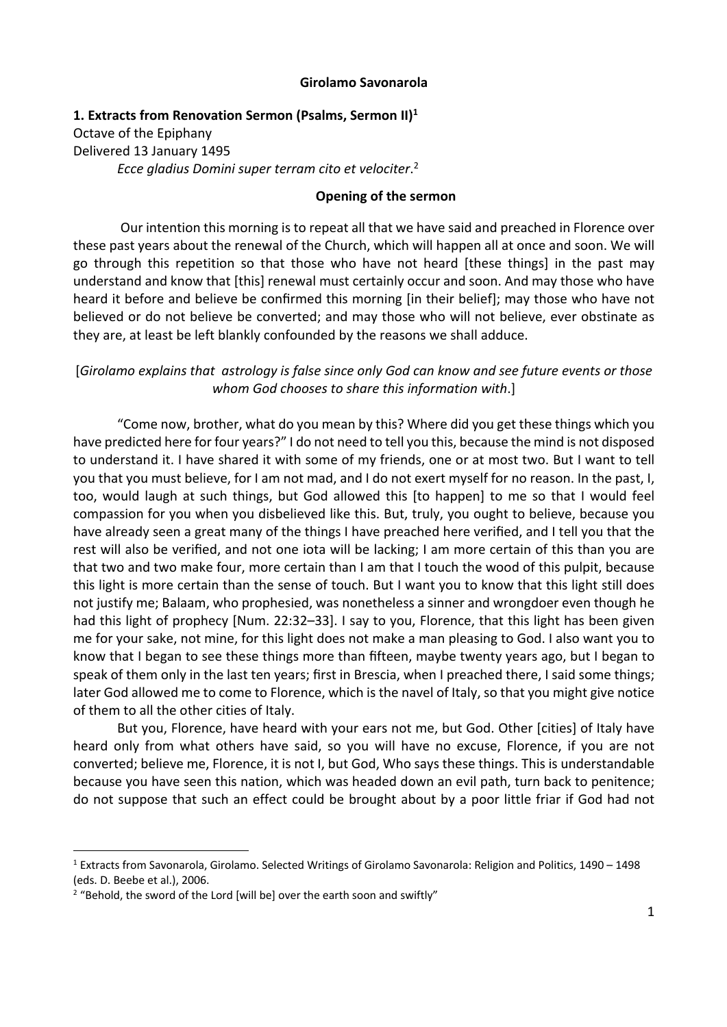**Girolamo Savonarola**

**1. Extracts from Renovation Sermon (Psalms, Sermon II)[1]**
Octave of the Epiphany
Delivered 13 January 1495

*Ecce gladius Domini super terram cito et velociter*.[2]

**Opening of the sermon**

Our intention this morning is to repeat all that we have said and preached in Florence over these past years about the renewal of the Church, which will happen all at once and soon. We will go through this repetition so that those who have not heard [these things] in the past may understand and know that [this] renewal must certainly occur and soon. And may those who have heard it before and believe be confirmed this morning [in their belief]; may those who have not believed or do not believe be converted; and may those who will not believe, ever obstinate as they are, at least be left blankly confounded by the reasons we shall adduce.

[*Girolamo explains that astrology is false since only God can know and see future events or those whom God chooses to share this information with*.]

"Come now, brother, what do you mean by this? Where did you get these things which you have predicted here for four years?" I do not need to tell you this, because the mind is not disposed to understand it. I have shared it with some of my friends, one or at most two. But I want to tell you that you must believe, for I am not mad, and I do not exert myself for no reason. In the past, I, too, would laugh at such things, but God allowed this [to happen] to me so that I would feel compassion for you when you disbelieved like this. But, truly, you ought to believe, because you have already seen a great many of the things I have preached here verified, and I tell you that the rest will also be verified, and not one iota will be lacking; I am more certain of this than you are that two and two make four, more certain than I am that I touch the wood of this pulpit, because this light is more certain than the sense of touch. But I want you to know that this light still does not justify me; Balaam, who prophesied, was nonetheless a sinner and wrongdoer even though he had this light of prophecy [Num. 22:32–33]. I say to you, Florence, that this light has been given me for your sake, not mine, for this light does not make a man pleasing to God. I also want you to know that I began to see these things more than fifteen, maybe twenty years ago, but I began to speak of them only in the last ten years; first in Brescia, when I preached there, I said some things; later God allowed me to come to Florence, which is the navel of Italy, so that you might give notice of them to all the other cities of Italy.

But you, Florence, have heard with your ears not me, but God. Other [cities] of Italy have heard only from what others have said, so you will have no excuse, Florence, if you are not converted; believe me, Florence, it is not I, but God, Who says these things. This is understandable because you have seen this nation, which was headed down an evil path, turn back to penitence; do not suppose that such an effect could be brought about by a poor little friar if God had not

---

[1] Extracts from Savonarola, Girolamo. Selected Writings of Girolamo Savonarola: Religion and Politics, 1490 – 1498 (eds. D. Beebe et al.), 2006.

[2] "Behold, the sword of the Lord [will be] over the earth soon and swiftly"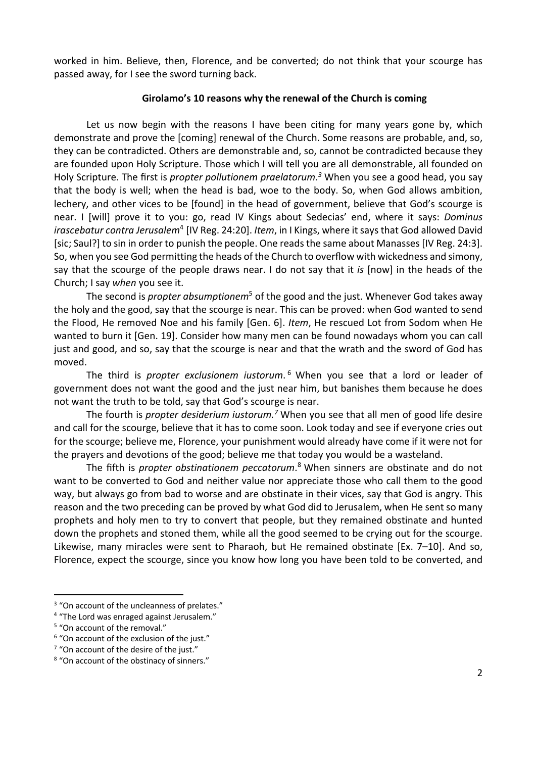worked in him. Believe, then, Florence, and be converted; do not think that your scourge has passed away, for I see the sword turning back.

### Girolamo's 10 reasons why the renewal of the Church is coming

Let us now begin with the reasons I have been citing for many years gone by, which demonstrate and prove the [coming] renewal of the Church. Some reasons are probable, and, so, they can be contradicted. Others are demonstrable and, so, cannot be contradicted because they are founded upon Holy Scripture. Those which I will tell you are all demonstrable, all founded on Holy Scripture. The first is *propter pollutionem praelatorum.*[3] When you see a good head, you say that the body is well; when the head is bad, woe to the body. So, when God allows ambition, lechery, and other vices to be [found] in the head of government, believe that God's scourge is near. I [will] prove it to you: go, read IV Kings about Sedecias' end, where it says: *Dominus irascebatur contra Jerusalem*[4] [IV Reg. 24:20]. *Item*, in I Kings, where it says that God allowed David [sic; Saul?] to sin in order to punish the people. One reads the same about Manasses [IV Reg. 24:3]. So, when you see God permitting the heads of the Church to overflow with wickedness and simony, say that the scourge of the people draws near. I do not say that it *is* [now] in the heads of the Church; I say *when* you see it.

The second is *propter absumptionem*[5] of the good and the just. Whenever God takes away the holy and the good, say that the scourge is near. This can be proved: when God wanted to send the Flood, He removed Noe and his family [Gen. 6]. *Item*, He rescued Lot from Sodom when He wanted to burn it [Gen. 19]. Consider how many men can be found nowadays whom you can call just and good, and so, say that the scourge is near and that the wrath and the sword of God has moved.

The third is *propter exclusionem iustorum*.[6] When you see that a lord or leader of government does not want the good and the just near him, but banishes them because he does not want the truth to be told, say that God's scourge is near.

The fourth is *propter desiderium iustorum.*[7] When you see that all men of good life desire and call for the scourge, believe that it has to come soon. Look today and see if everyone cries out for the scourge; believe me, Florence, your punishment would already have come if it were not for the prayers and devotions of the good; believe me that today you would be a wasteland.

The fifth is *propter obstinationem peccatorum*.[8] When sinners are obstinate and do not want to be converted to God and neither value nor appreciate those who call them to the good way, but always go from bad to worse and are obstinate in their vices, say that God is angry. This reason and the two preceding can be proved by what God did to Jerusalem, when He sent so many prophets and holy men to try to convert that people, but they remained obstinate and hunted down the prophets and stoned them, while all the good seemed to be crying out for the scourge. Likewise, many miracles were sent to Pharaoh, but He remained obstinate [Ex. 7–10]. And so, Florence, expect the scourge, since you know how long you have been told to be converted, and

---

[3] "On account of the uncleanness of prelates."

[4] "The Lord was enraged against Jerusalem."

[5] "On account of the removal."

[6] "On account of the exclusion of the just."

[7] "On account of the desire of the just."

[8] "On account of the obstinacy of sinners."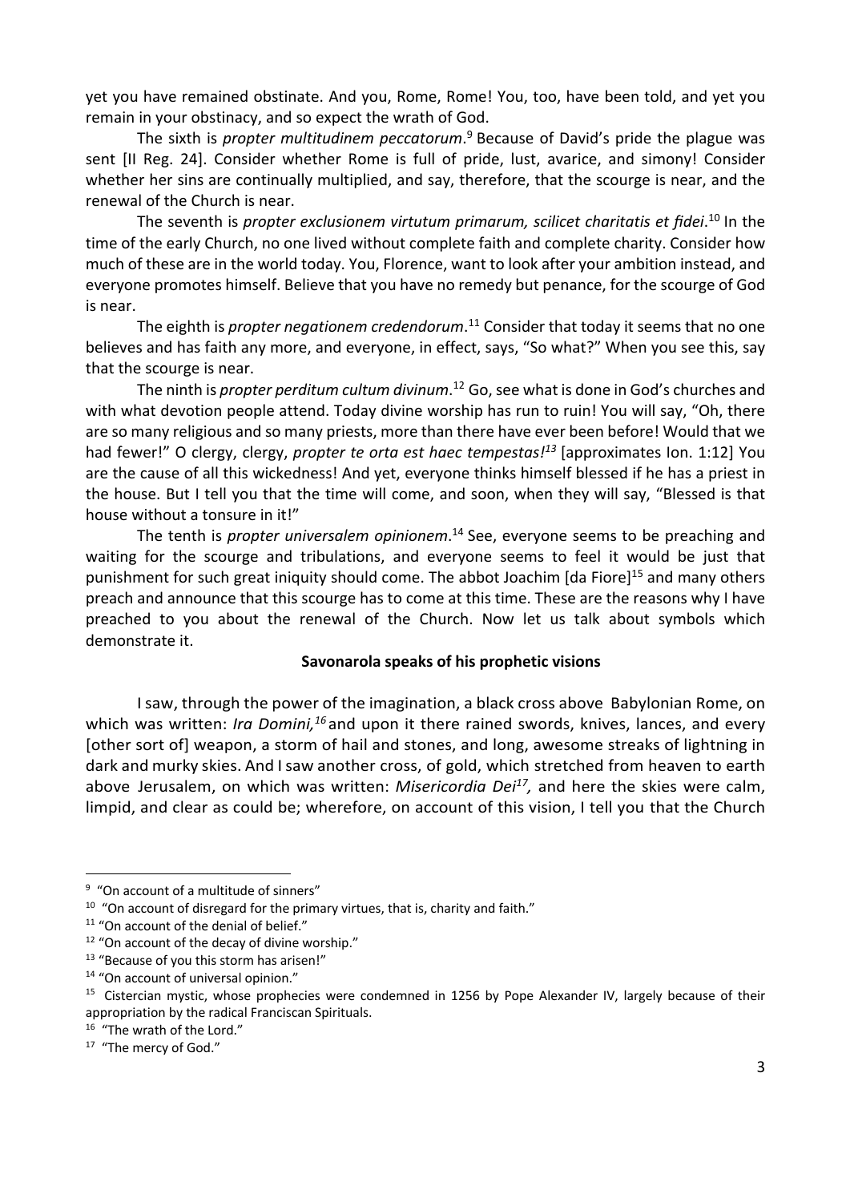yet you have remained obstinate. And you, Rome, Rome! You, too, have been told, and yet you remain in your obstinacy, and so expect the wrath of God.

The sixth is *propter multitudinem peccatorum*.[9] Because of David's pride the plague was sent [II Reg. 24]. Consider whether Rome is full of pride, lust, avarice, and simony! Consider whether her sins are continually multiplied, and say, therefore, that the scourge is near, and the renewal of the Church is near.

The seventh is *propter exclusionem virtutum primarum, scilicet charitatis et fidei*.[10] In the time of the early Church, no one lived without complete faith and complete charity. Consider how much of these are in the world today. You, Florence, want to look after your ambition instead, and everyone promotes himself. Believe that you have no remedy but penance, for the scourge of God is near.

The eighth is *propter negationem credendorum*.[11] Consider that today it seems that no one believes and has faith any more, and everyone, in effect, says, "So what?" When you see this, say that the scourge is near.

The ninth is *propter perditum cultum divinum*.[12] Go, see what is done in God's churches and with what devotion people attend. Today divine worship has run to ruin! You will say, "Oh, there are so many religious and so many priests, more than there have ever been before! Would that we had fewer!" O clergy, clergy, *propter te orta est haec tempestas!*[13] [approximates Ion. 1:12] You are the cause of all this wickedness! And yet, everyone thinks himself blessed if he has a priest in the house. But I tell you that the time will come, and soon, when they will say, "Blessed is that house without a tonsure in it!"

The tenth is *propter universalem opinionem*.[14] See, everyone seems to be preaching and waiting for the scourge and tribulations, and everyone seems to feel it would be just that punishment for such great iniquity should come. The abbot Joachim [da Fiore][15] and many others preach and announce that this scourge has to come at this time. These are the reasons why I have preached to you about the renewal of the Church. Now let us talk about symbols which demonstrate it.

**Savonarola speaks of his prophetic visions**

I saw, through the power of the imagination, a black cross above Babylonian Rome, on which was written: *Ira Domini,*[16] and upon it there rained swords, knives, lances, and every [other sort of] weapon, a storm of hail and stones, and long, awesome streaks of lightning in dark and murky skies. And I saw another cross, of gold, which stretched from heaven to earth above Jerusalem, on which was written: *Misericordia Dei*[17], and here the skies were calm, limpid, and clear as could be; wherefore, on account of this vision, I tell you that the Church

---

[9] "On account of a multitude of sinners"

[10] "On account of disregard for the primary virtues, that is, charity and faith."

[11] "On account of the denial of belief."

[12] "On account of the decay of divine worship."

[13] "Because of you this storm has arisen!"

[14] "On account of universal opinion."

[15] Cistercian mystic, whose prophecies were condemned in 1256 by Pope Alexander IV, largely because of their appropriation by the radical Franciscan Spirituals.

[16] "The wrath of the Lord."

[17] "The mercy of God."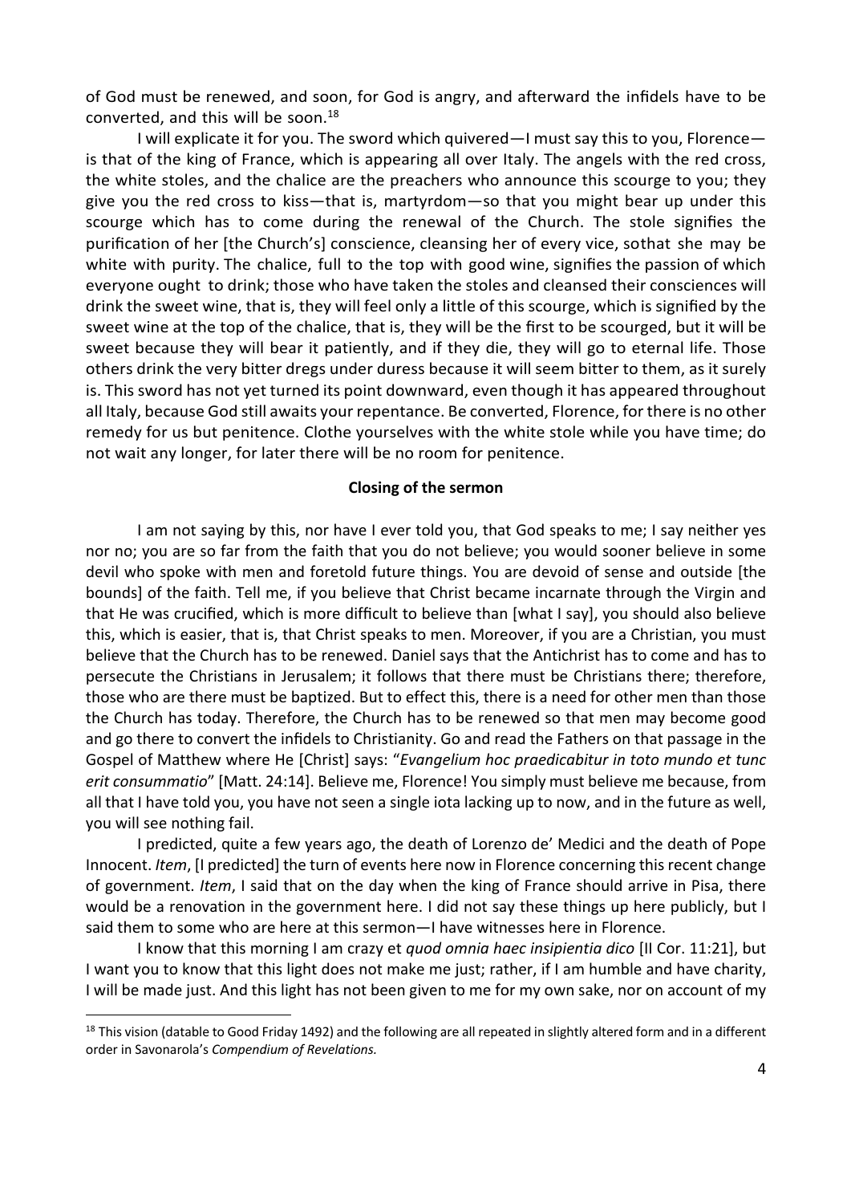of God must be renewed, and soon, for God is angry, and afterward the infidels have to be converted, and this will be soon.[18]

I will explicate it for you. The sword which quivered—I must say this to you, Florence—is that of the king of France, which is appearing all over Italy. The angels with the red cross, the white stoles, and the chalice are the preachers who announce this scourge to you; they give you the red cross to kiss—that is, martyrdom—so that you might bear up under this scourge which has to come during the renewal of the Church. The stole signifies the purification of her [the Church's] conscience, cleansing her of every vice, sothat she may be white with purity. The chalice, full to the top with good wine, signifies the passion of which everyone ought to drink; those who have taken the stoles and cleansed their consciences will drink the sweet wine, that is, they will feel only a little of this scourge, which is signified by the sweet wine at the top of the chalice, that is, they will be the first to be scourged, but it will be sweet because they will bear it patiently, and if they die, they will go to eternal life. Those others drink the very bitter dregs under duress because it will seem bitter to them, as it surely is. This sword has not yet turned its point downward, even though it has appeared throughout all Italy, because God still awaits your repentance. Be converted, Florence, for there is no other remedy for us but penitence. Clothe yourselves with the white stole while you have time; do not wait any longer, for later there will be no room for penitence.

**Closing of the sermon**

I am not saying by this, nor have I ever told you, that God speaks to me; I say neither yes nor no; you are so far from the faith that you do not believe; you would sooner believe in some devil who spoke with men and foretold future things. You are devoid of sense and outside [the bounds] of the faith. Tell me, if you believe that Christ became incarnate through the Virgin and that He was crucified, which is more difficult to believe than [what I say], you should also believe this, which is easier, that is, that Christ speaks to men. Moreover, if you are a Christian, you must believe that the Church has to be renewed. Daniel says that the Antichrist has to come and has to persecute the Christians in Jerusalem; it follows that there must be Christians there; therefore, those who are there must be baptized. But to effect this, there is a need for other men than those the Church has today. Therefore, the Church has to be renewed so that men may become good and go there to convert the infidels to Christianity. Go and read the Fathers on that passage in the Gospel of Matthew where He [Christ] says: "*Evangelium hoc praedicabitur in toto mundo et tunc erit consummatio*" [Matt. 24:14]. Believe me, Florence! You simply must believe me because, from all that I have told you, you have not seen a single iota lacking up to now, and in the future as well, you will see nothing fail.

I predicted, quite a few years ago, the death of Lorenzo de' Medici and the death of Pope Innocent. *Item*, [I predicted] the turn of events here now in Florence concerning this recent change of government. *Item*, I said that on the day when the king of France should arrive in Pisa, there would be a renovation in the government here. I did not say these things up here publicly, but I said them to some who are here at this sermon—I have witnesses here in Florence.

I know that this morning I am crazy et *quod omnia haec insipientia dico* [II Cor. 11:21], but I want you to know that this light does not make me just; rather, if I am humble and have charity, I will be made just. And this light has not been given to me for my own sake, nor on account of my

[18] This vision (datable to Good Friday 1492) and the following are all repeated in slightly altered form and in a different order in Savonarola's *Compendium of Revelations.*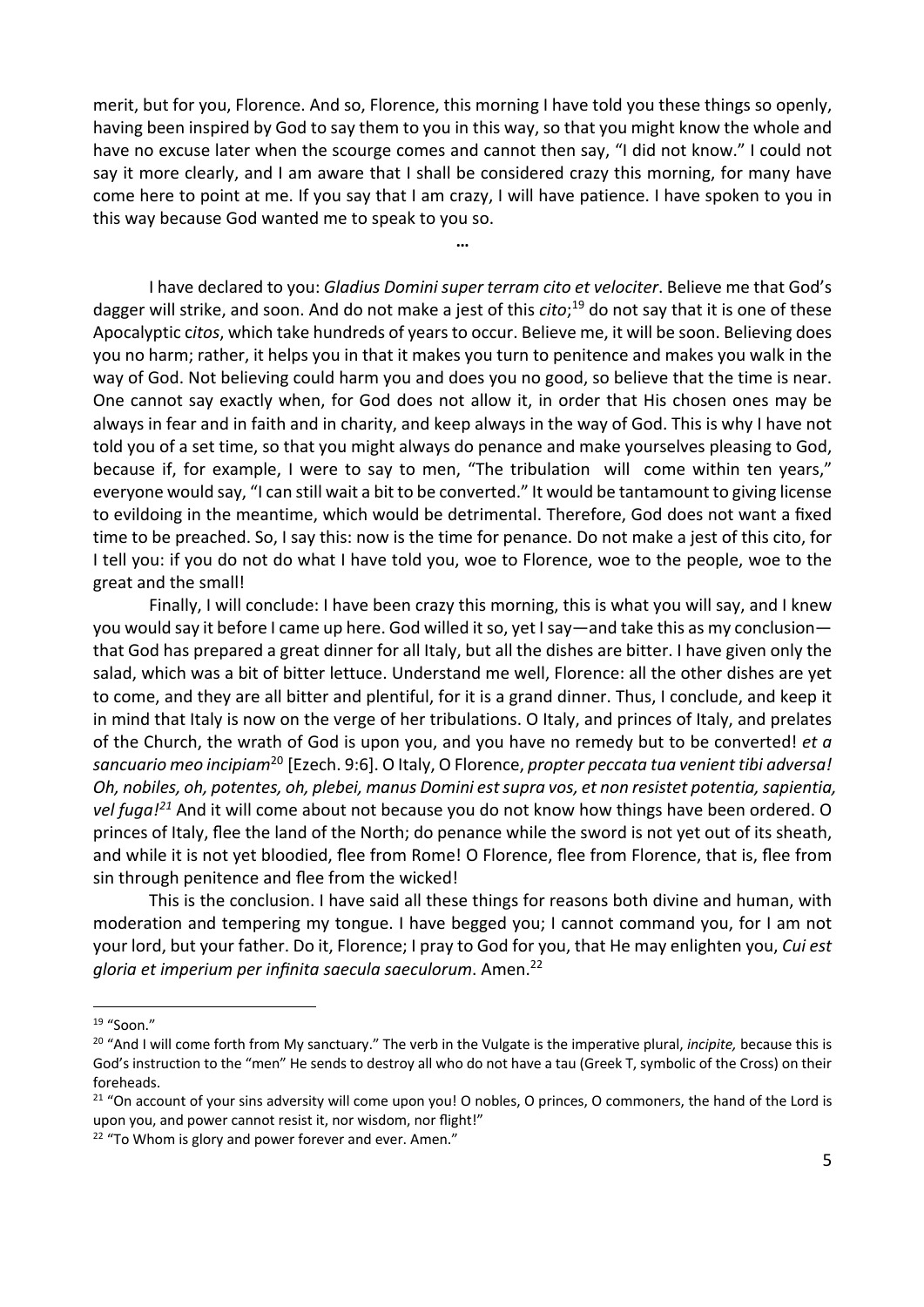merit, but for you, Florence. And so, Florence, this morning I have told you these things so openly, having been inspired by God to say them to you in this way, so that you might know the whole and have no excuse later when the scourge comes and cannot then say, "I did not know." I could not say it more clearly, and I am aware that I shall be considered crazy this morning, for many have come here to point at me. If you say that I am crazy, I will have patience. I have spoken to you in this way because God wanted me to speak to you so.

…

I have declared to you: *Gladius Domini super terram cito et velociter*. Believe me that God's dagger will strike, and soon. And do not make a jest of this *cito*;[19] do not say that it is one of these Apocalyptic c*itos*, which take hundreds of years to occur. Believe me, it will be soon. Believing does you no harm; rather, it helps you in that it makes you turn to penitence and makes you walk in the way of God. Not believing could harm you and does you no good, so believe that the time is near. One cannot say exactly when, for God does not allow it, in order that His chosen ones may be always in fear and in faith and in charity, and keep always in the way of God. This is why I have not told you of a set time, so that you might always do penance and make yourselves pleasing to God, because if, for example, I were to say to men, "The tribulation will come within ten years," everyone would say, "I can still wait a bit to be converted." It would be tantamount to giving license to evildoing in the meantime, which would be detrimental. Therefore, God does not want a fixed time to be preached. So, I say this: now is the time for penance. Do not make a jest of this cito, for I tell you: if you do not do what I have told you, woe to Florence, woe to the people, woe to the great and the small!

Finally, I will conclude: I have been crazy this morning, this is what you will say, and I knew you would say it before I came up here. God willed it so, yet I say—and take this as my conclusion—that God has prepared a great dinner for all Italy, but all the dishes are bitter. I have given only the salad, which was a bit of bitter lettuce. Understand me well, Florence: all the other dishes are yet to come, and they are all bitter and plentiful, for it is a grand dinner. Thus, I conclude, and keep it in mind that Italy is now on the verge of her tribulations. O Italy, and princes of Italy, and prelates of the Church, the wrath of God is upon you, and you have no remedy but to be converted! *et a sancuario meo incipiam*[20] [Ezech. 9:6]. O Italy, O Florence, *propter peccata tua venient tibi adversa! Oh, nobiles, oh, potentes, oh, plebei, manus Domini est supra vos, et non resistet potentia, sapientia, vel fuga!*[21] And it will come about not because you do not know how things have been ordered. O princes of Italy, flee the land of the North; do penance while the sword is not yet out of its sheath, and while it is not yet bloodied, flee from Rome! O Florence, flee from Florence, that is, flee from sin through penitence and flee from the wicked!

This is the conclusion. I have said all these things for reasons both divine and human, with moderation and tempering my tongue. I have begged you; I cannot command you, for I am not your lord, but your father. Do it, Florence; I pray to God for you, that He may enlighten you, *Cui est gloria et imperium per infinita saecula saeculorum*. Amen.[22]

---

[19] "Soon."

[20] "And I will come forth from My sanctuary." The verb in the Vulgate is the imperative plural, *incipite,* because this is God's instruction to the "men" He sends to destroy all who do not have a tau (Greek T, symbolic of the Cross) on their foreheads.

[21] "On account of your sins adversity will come upon you! O nobles, O princes, O commoners, the hand of the Lord is upon you, and power cannot resist it, nor wisdom, nor flight!"

[22] "To Whom is glory and power forever and ever. Amen."